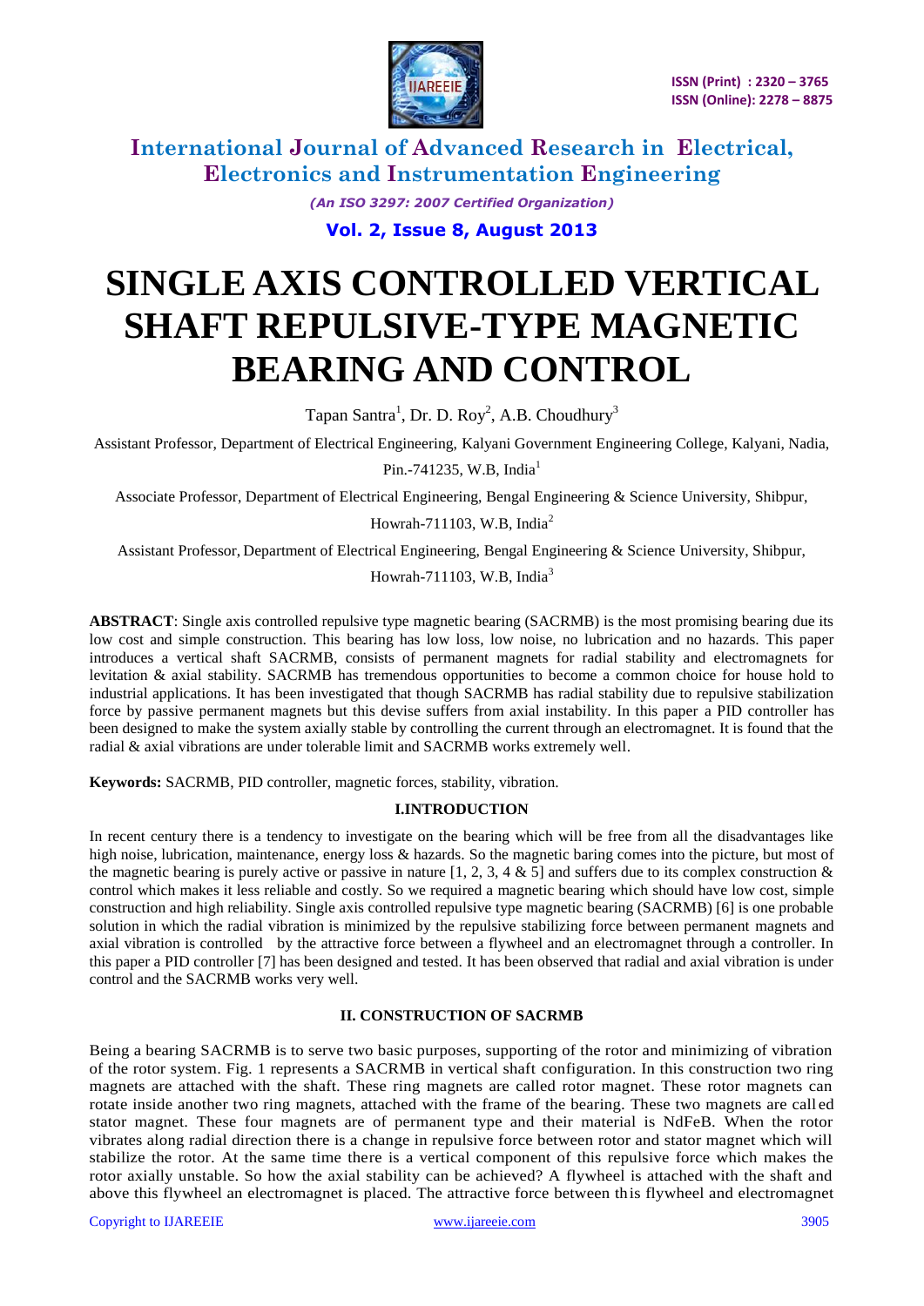# SINGLE AXIS CONTROLLED VERTICAL SHAFT REPULSIVE-TYPE MAGNETIC BEARING AND CONTROL

Tapan Santra[1], Dr. D. Roy[2], A.B. Choudhury[3]

Assistant Professor, Department of Electrical Engineering, Kalyani Government Engineering College, Kalyani, Nadia, Pin.-741235, W.B, India[1]

Associate Professor, Department of Electrical Engineering, Bengal Engineering & Science University, Shibpur, Howrah-711103, W.B, India[2]

Assistant Professor, Department of Electrical Engineering, Bengal Engineering & Science University, Shibpur, Howrah-711103, W.B, India[3]

**ABSTRACT**: Single axis controlled repulsive type magnetic bearing (SACRMB) is the most promising bearing due its low cost and simple construction. This bearing has low loss, low noise, no lubrication and no hazards. This paper introduces a vertical shaft SACRMB, consists of permanent magnets for radial stability and electromagnets for levitation & axial stability. SACRMB has tremendous opportunities to become a common choice for house hold to industrial applications. It has been investigated that though SACRMB has radial stability due to repulsive stabilization force by passive permanent magnets but this devise suffers from axial instability. In this paper a PID controller has been designed to make the system axially stable by controlling the current through an electromagnet. It is found that the radial & axial vibrations are under tolerable limit and SACRMB works extremely well.

**Keywords:** SACRMB, PID controller, magnetic forces, stability, vibration.

## I.INTRODUCTION

In recent century there is a tendency to investigate on the bearing which will be free from all the disadvantages like high noise, lubrication, maintenance, energy loss & hazards. So the magnetic baring comes into the picture, but most of the magnetic bearing is purely active or passive in nature [1, 2, 3, 4 & 5] and suffers due to its complex construction & control which makes it less reliable and costly. So we required a magnetic bearing which should have low cost, simple construction and high reliability. Single axis controlled repulsive type magnetic bearing (SACRMB) [6] is one probable solution in which the radial vibration is minimized by the repulsive stabilizing force between permanent magnets and axial vibration is controlled by the attractive force between a flywheel and an electromagnet through a controller. In this paper a PID controller [7] has been designed and tested. It has been observed that radial and axial vibration is under control and the SACRMB works very well.

## II. CONSTRUCTION OF SACRMB

Being a bearing SACRMB is to serve two basic purposes, supporting of the rotor and minimizing of vibration of the rotor system. Fig. 1 represents a SACRMB in vertical shaft configuration. In this construction two ring magnets are attached with the shaft. These ring magnets are called rotor magnet. These rotor magnets can rotate inside another two ring magnets, attached with the frame of the bearing. These two magnets are called stator magnet. These four magnets are of permanent type and their material is NdFeB. When the rotor vibrates along radial direction there is a change in repulsive force between rotor and stator magnet which will stabilize the rotor. At the same time there is a vertical component of this repulsive force which makes the rotor axially unstable. So how the axial stability can be achieved? A flywheel is attached with the shaft and above this flywheel an electromagnet is placed. The attractive force between this flywheel and electromagnet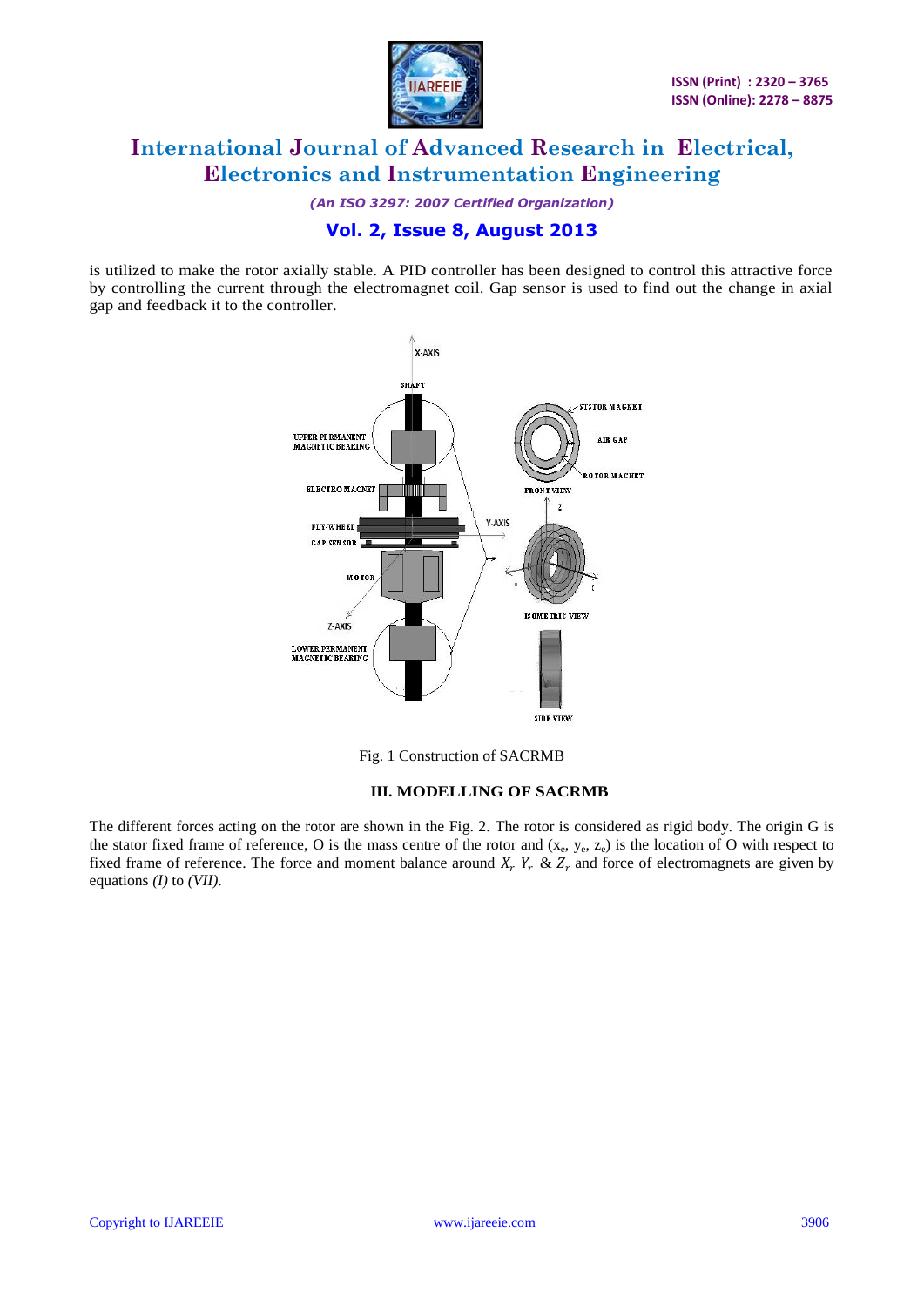is utilized to make the rotor axially stable. A PID controller has been designed to control this attractive force by controlling the current through the electromagnet coil. Gap sensor is used to find out the change in axial gap and feedback it to the controller.

Fig. 1 Construction of SACRMB

### III. MODELLING OF SACRMB

The different forces acting on the rotor are shown in the Fig. 2. The rotor is considered as rigid body. The origin G is the stator fixed frame of reference, O is the mass centre of the rotor and ($x_e$, $y_e$, $z_e$) is the location of O with respect to fixed frame of reference. The force and moment balance around $X_r$ $Y_r$ & $Z_r$ and force of electromagnets are given by equations *(I)* to *(VII)*.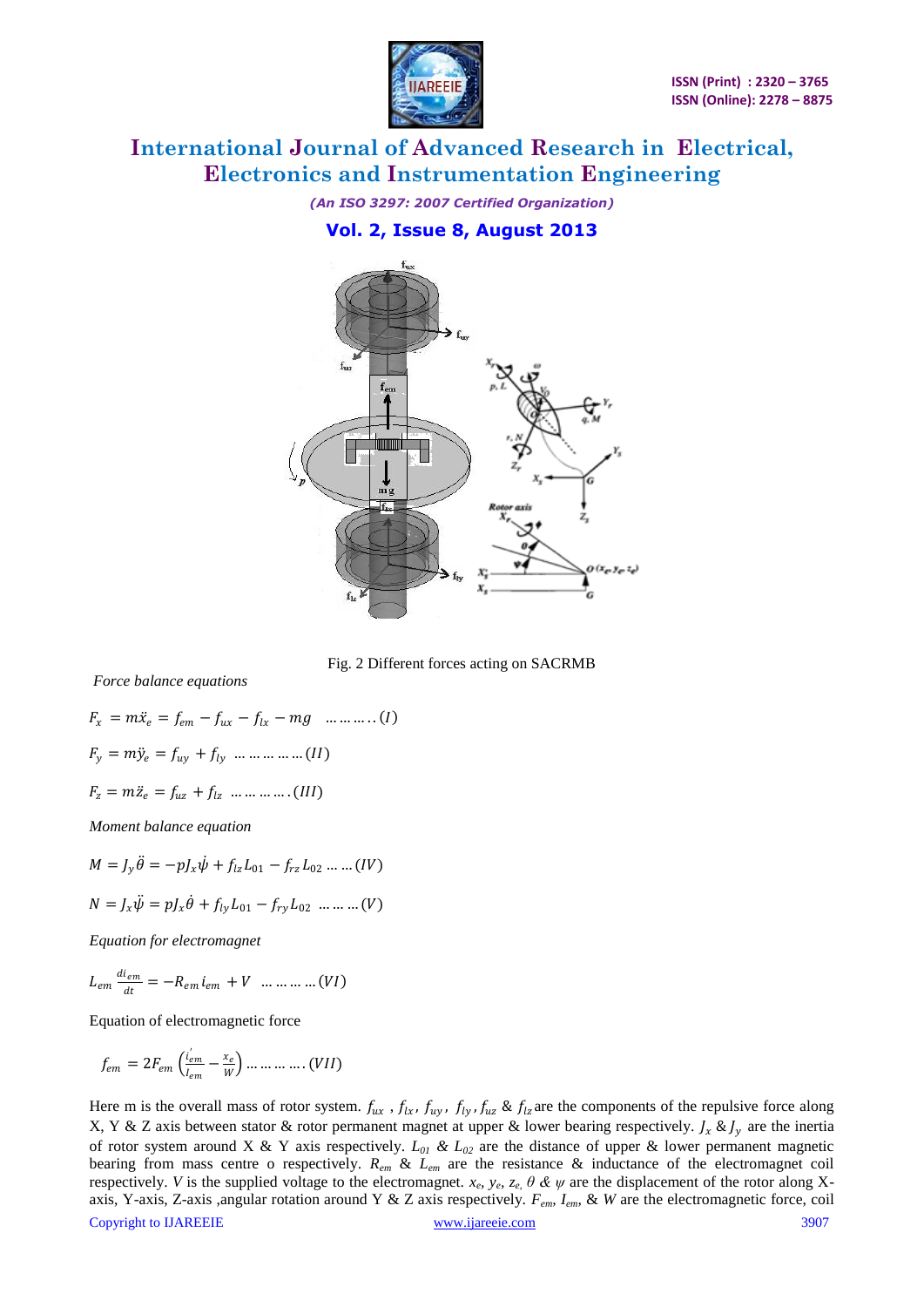Fig. 2 Different forces acting on SACRMB

*Force balance equations*

$$F_x = m\ddot{x}_e = f_{em} - f_{ux} - f_{lx} - mg \quad \ldots\ldots\ldots..(I)$$

$$F_y = m\ddot{y}_e = f_{uy} + f_{ly} \quad \ldots\ldots\ldots\ldots(II)$$

$$F_z = m\ddot{z}_e = f_{uz} + f_{lz} \quad \ldots\ldots\ldots.(III)$$

*Moment balance equation*

$$M = J_y\ddot{\theta} = -pJ_x\dot{\psi} + f_{lz}L_{01} - f_{rz}L_{02} \ldots\ldots(IV)$$

$$N = J_x\ddot{\psi} = pJ_x\dot{\theta} + f_{ly}L_{01} - f_{ry}L_{02} \quad \ldots\ldots\ldots(V)$$

*Equation for electromagnet*

$$L_{em}\frac{di_{em}}{dt} = -R_{em}i_{em} + V \quad \ldots\ldots\ldots\ldots(VI)$$

Equation of electromagnetic force

$$f_{em} = 2F_{em}\left(\frac{i'_{em}}{I_{em}} - \frac{x_e}{W}\right) \ldots\ldots\ldots\ldots.(VII)$$

Here m is the overall mass of rotor system. $f_{ux}$ , $f_{lx}$, $f_{uy}$, $f_{ly}$, $f_{uz}$ & $f_{lz}$ are the components of the repulsive force along X, Y & Z axis between stator & rotor permanent magnet at upper & lower bearing respectively. $J_x$ & $J_y$ are the inertia of rotor system around X & Y axis respectively. $L_{01}$ & $L_{02}$ are the distance of upper & lower permanent magnetic bearing from mass centre o respectively. $R_{em}$ & $L_{em}$ are the resistance & inductance of the electromagnet coil respectively. $V$ is the supplied voltage to the electromagnet. $x_e$, $y_e$, $z_e$, $\theta$ & $\psi$ are the displacement of the rotor along X-axis, Y-axis, Z-axis ,angular rotation around Y & Z axis respectively. $F_{em}$, $I_{em}$, & $W$ are the electromagnetic force, coil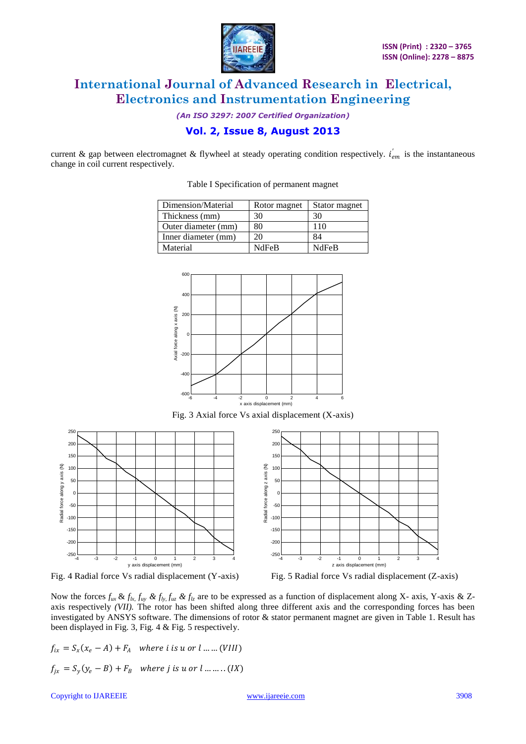current & gap between electromagnet & flywheel at steady operating condition respectively. $i'_{em}$ is the instantaneous change in coil current respectively.

Table I Specification of permanent magnet

| Dimension/Material | Rotor magnet | Stator magnet |
|---|---|---|
| Thickness (mm) | 30 | 30 |
| Outer diameter (mm) | 80 | 110 |
| Inner diameter (mm) | 20 | 84 |
| Material | NdFeB | NdFeB |

Fig. 3 Axial force Vs axial displacement (X-axis)

Fig. 4 Radial force Vs radial displacement (Y-axis)

Fig. 5 Radial force Vs radial displacement (Z-axis)

Now the forces $f_{ux}$ & $f_{lx}$, $f_{uy}$ & $f_{ly}$, $f_{uz}$ & $f_{lz}$ are to be expressed as a function of displacement along X- axis, Y-axis & Z-axis respectively *(VII).* The rotor has been shifted along three different axis and the corresponding forces has been investigated by ANSYS software. The dimensions of rotor & stator permanent magnet are given in Table 1. Result has been displayed in Fig. 3, Fig. 4 & Fig. 5 respectively.

$$f_{ix} = S_x(x_e - A) + F_A \quad where\ i\ is\ u\ or\ l\ \ldots\ldots (VIII)$$

$$f_{jx} = S_y(y_e - B) + F_B \quad where\ j\ is\ u\ or\ l\ \ldots\ldots\ldots (IX)$$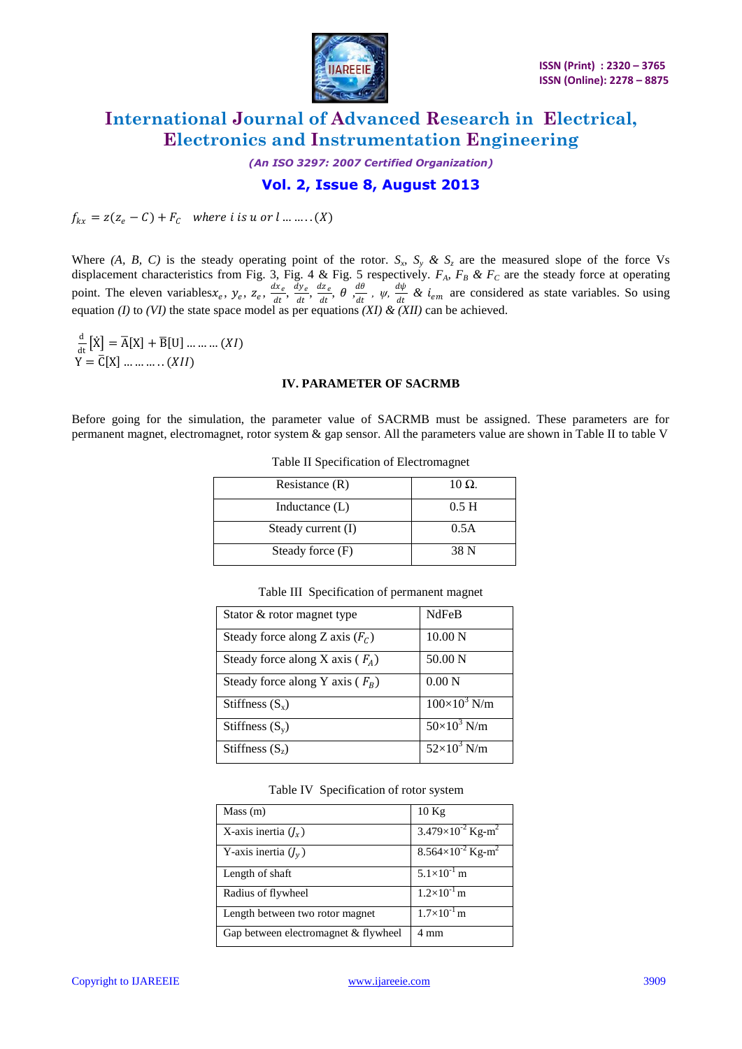$$f_{kx} = z(z_e - C) + F_C \quad where\ i\ is\ u\ or\ l \ldots\ldots(X)$$

Where *(A, B, C)* is the steady operating point of the rotor. $S_x$, $S_y$ & $S_z$ are the measured slope of the force Vs displacement characteristics from Fig. 3, Fig. 4 & Fig. 5 respectively. $F_A$, $F_B$ & $F_C$ are the steady force at operating point. The eleven variables $x_e$, $y_e$, $z_e$, $\frac{dx_e}{dt}$, $\frac{dy_e}{dt}$, $\frac{dz_e}{dt}$, $\theta$, $\frac{d\theta}{dt}$, $\psi$, $\frac{d\psi}{dt}$ & $i_{em}$ are considered as state variables. So using equation *(I)* to *(VI)* the state space model as per equations *(XI)* & *(XII)* can be achieved.

$$\frac{d}{dt}[\dot{X}] = \bar{A}[X] + \bar{B}[U] \ldots\ldots\ldots(XI)$$

$$Y = \bar{C}[X] \ldots\ldots\ldots..(XII)$$

## IV. PARAMETER OF SACRMB

Before going for the simulation, the parameter value of SACRMB must be assigned. These parameters are for permanent magnet, electromagnet, rotor system & gap sensor. All the parameters value are shown in Table II to table V

Table II Specification of Electromagnet

| Resistance (R) | 10 Ω. |
|---|---|
| Inductance (L) | 0.5 H |
| Steady current (I) | 0.5A |
| Steady force (F) | 38 N |

Table III Specification of permanent magnet

| Stator & rotor magnet type | NdFeB |
|---|---|
| Steady force along Z axis ($F_C$) | 10.00 N |
| Steady force along X axis ( $F_A$) | 50.00 N |
| Steady force along Y axis ( $F_B$) | 0.00 N |
| Stiffness ($S_x$) | $100\times10^3$ N/m |
| Stiffness ($S_y$) | $50\times10^3$ N/m |
| Stiffness ($S_z$) | $52\times10^3$ N/m |

Table IV Specification of rotor system

| Mass (m) | 10 Kg |
|---|---|
| X-axis inertia ($J_x$) | $3.479\times10^{-2}$ Kg-m$^2$ |
| Y-axis inertia ($J_y$) | $8.564\times10^{-2}$ Kg-m$^2$ |
| Length of shaft | $5.1\times10^{-1}$ m |
| Radius of flywheel | $1.2\times10^{-1}$ m |
| Length between two rotor magnet | $1.7\times10^{-1}$ m |
| Gap between electromagnet & flywheel | 4 mm |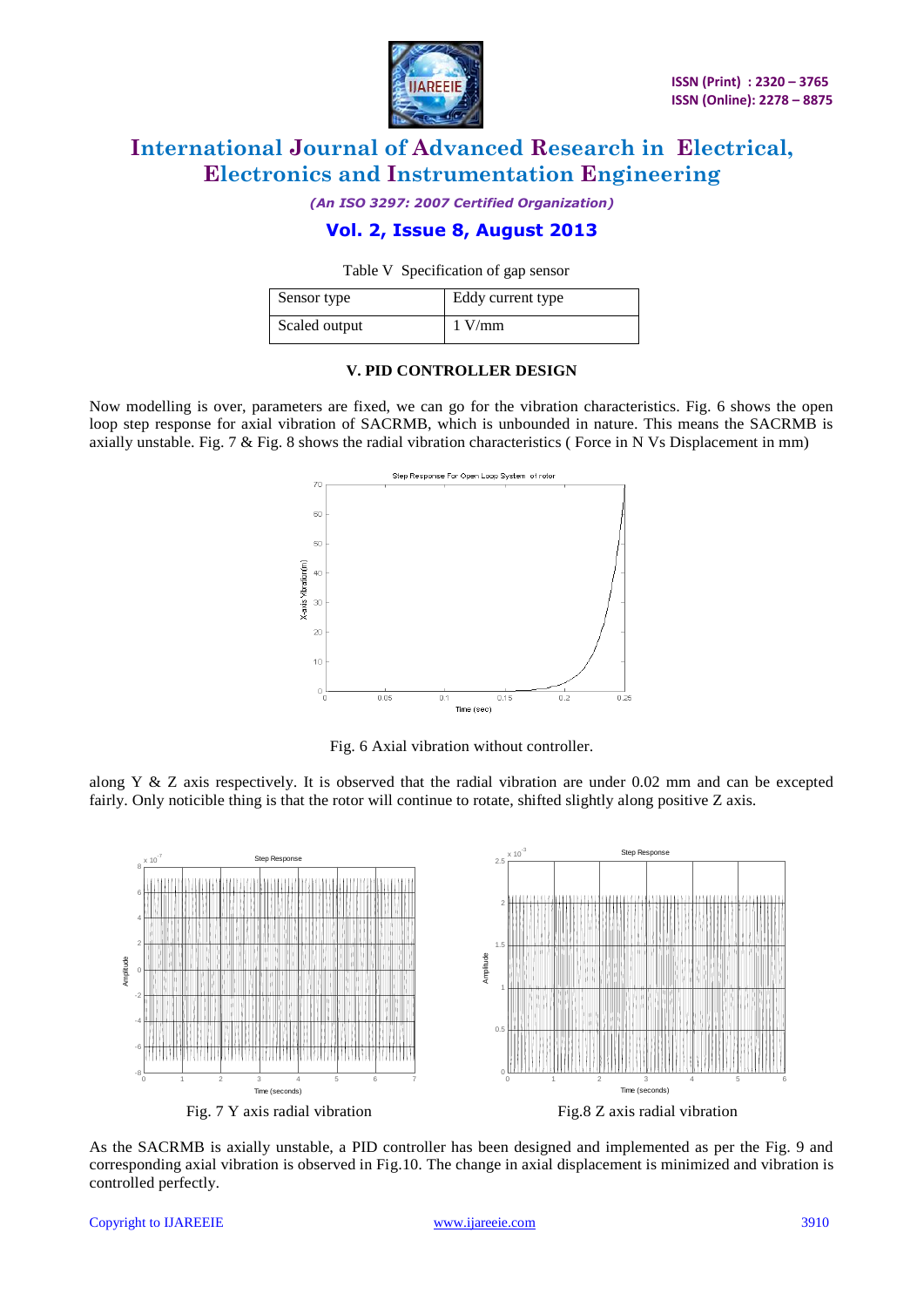Table V Specification of gap sensor

| Sensor type | Eddy current type |
|---|---|
| Scaled output | 1 V/mm |

### V. PID CONTROLLER DESIGN

Now modelling is over, parameters are fixed, we can go for the vibration characteristics. Fig. 6 shows the open loop step response for axial vibration of SACRMB, which is unbounded in nature. This means the SACRMB is axially unstable. Fig. 7 & Fig. 8 shows the radial vibration characteristics ( Force in N Vs Displacement in mm)

Fig. 6 Axial vibration without controller.

along Y & Z axis respectively. It is observed that the radial vibration are under 0.02 mm and can be excepted fairly. Only noticible thing is that the rotor will continue to rotate, shifted slightly along positive Z axis.

Fig. 7 Y axis radial vibration

Fig.8 Z axis radial vibration

As the SACRMB is axially unstable, a PID controller has been designed and implemented as per the Fig. 9 and corresponding axial vibration is observed in Fig.10. The change in axial displacement is minimized and vibration is controlled perfectly.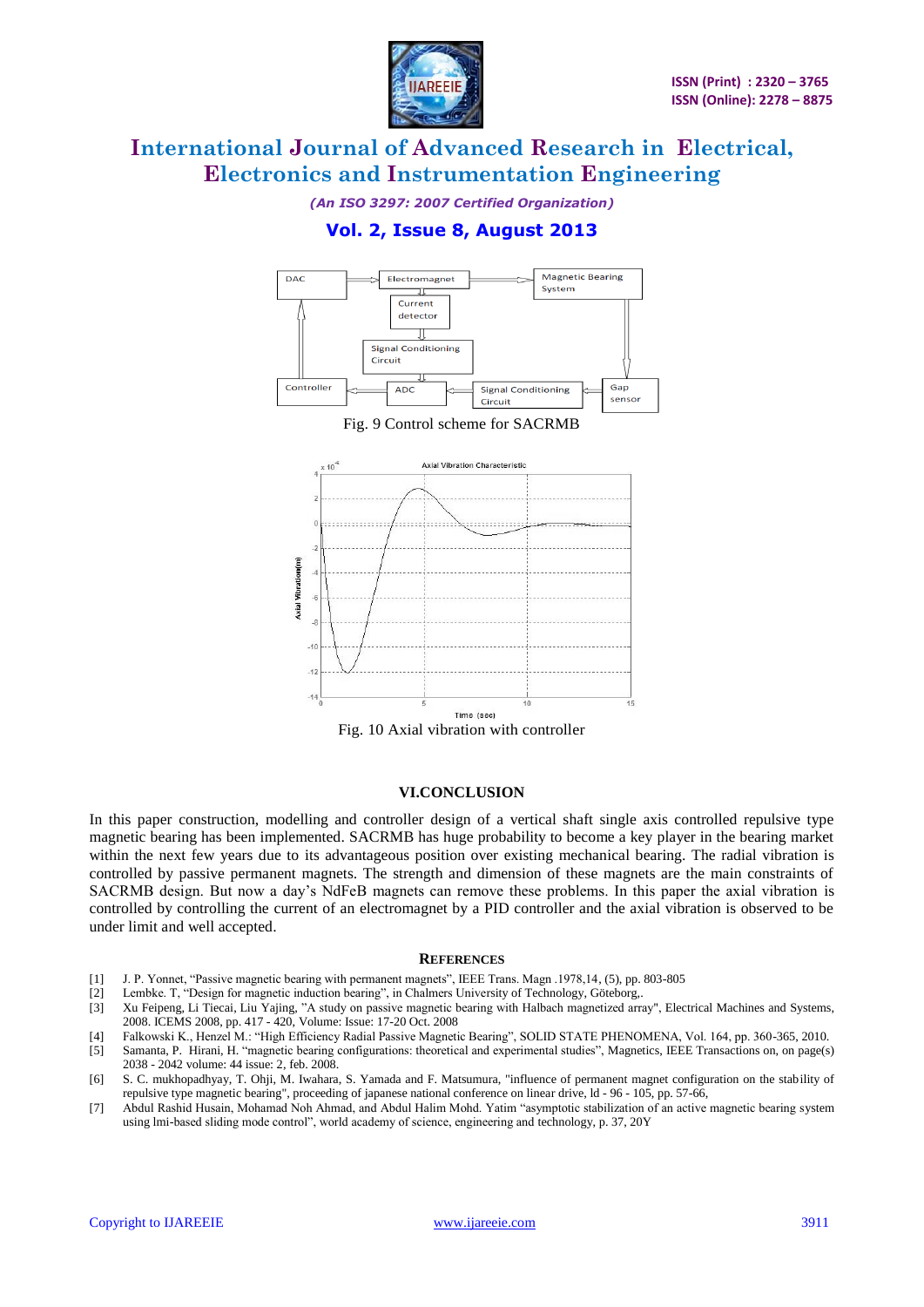Fig. 9 Control scheme for SACRMB

Fig. 10 Axial vibration with controller

## VI.CONCLUSION

In this paper construction, modelling and controller design of a vertical shaft single axis controlled repulsive type magnetic bearing has been implemented. SACRMB has huge probability to become a key player in the bearing market within the next few years due to its advantageous position over existing mechanical bearing. The radial vibration is controlled by passive permanent magnets. The strength and dimension of these magnets are the main constraints of SACRMB design. But now a day's NdFeB magnets can remove these problems. In this paper the axial vibration is controlled by controlling the current of an electromagnet by a PID controller and the axial vibration is observed to be under limit and well accepted.

## REFERENCES

[1] J. P. Yonnet, "Passive magnetic bearing with permanent magnets", IEEE Trans. Magn .1978,14, (5), pp. 803-805

[2] Lembke. T, "Design for magnetic induction bearing", in Chalmers University of Technology, Göteborg,.

[3] Xu Feipeng, Li Tiecai, Liu Yajing, "A study on passive magnetic bearing with Halbach magnetized array", Electrical Machines and Systems, 2008. ICEMS 2008, pp. 417 - 420, Volume: Issue: 17-20 Oct. 2008

[4] Falkowski K., Henzel M.: "High Efficiency Radial Passive Magnetic Bearing", SOLID STATE PHENOMENA, Vol. 164, pp. 360-365, 2010.

[5] Samanta, P. Hirani, H. "magnetic bearing configurations: theoretical and experimental studies", Magnetics, IEEE Transactions on, on page(s) 2038 - 2042 volume: 44 issue: 2, feb. 2008.

[6] S. C. mukhopadhyay, T. Ohji, M. Iwahara, S. Yamada and F. Matsumura, "influence of permanent magnet configuration on the stability of repulsive type magnetic bearing", proceeding of japanese national conference on linear drive, ld - 96 - 105, pp. 57-66,

[7] Abdul Rashid Husain, Mohamad Noh Ahmad, and Abdul Halim Mohd. Yatim "asymptotic stabilization of an active magnetic bearing system using lmi-based sliding mode control", world academy of science, engineering and technology, p. 37, 20Y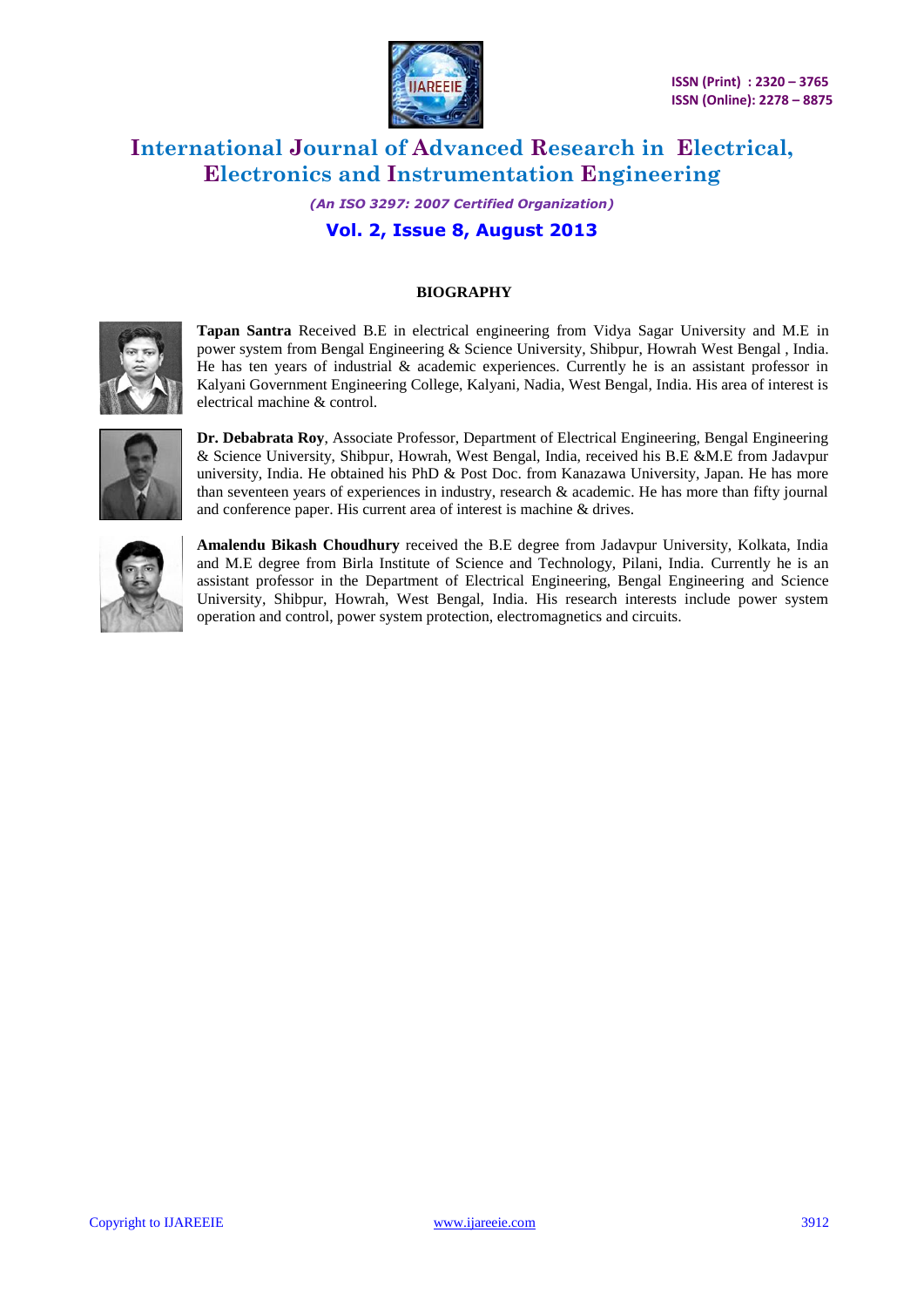**BIOGRAPHY**

**Tapan Santra** Received B.E in electrical engineering from Vidya Sagar University and M.E in power system from Bengal Engineering & Science University, Shibpur, Howrah West Bengal , India. He has ten years of industrial & academic experiences. Currently he is an assistant professor in Kalyani Government Engineering College, Kalyani, Nadia, West Bengal, India. His area of interest is electrical machine & control.

**Dr. Debabrata Roy**, Associate Professor, Department of Electrical Engineering, Bengal Engineering & Science University, Shibpur, Howrah, West Bengal, India, received his B.E &M.E from Jadavpur university, India. He obtained his PhD & Post Doc. from Kanazawa University, Japan. He has more than seventeen years of experiences in industry, research & academic. He has more than fifty journal and conference paper. His current area of interest is machine & drives.

**Amalendu Bikash Choudhury** received the B.E degree from Jadavpur University, Kolkata, India and M.E degree from Birla Institute of Science and Technology, Pilani, India. Currently he is an assistant professor in the Department of Electrical Engineering, Bengal Engineering and Science University, Shibpur, Howrah, West Bengal, India. His research interests include power system operation and control, power system protection, electromagnetics and circuits.